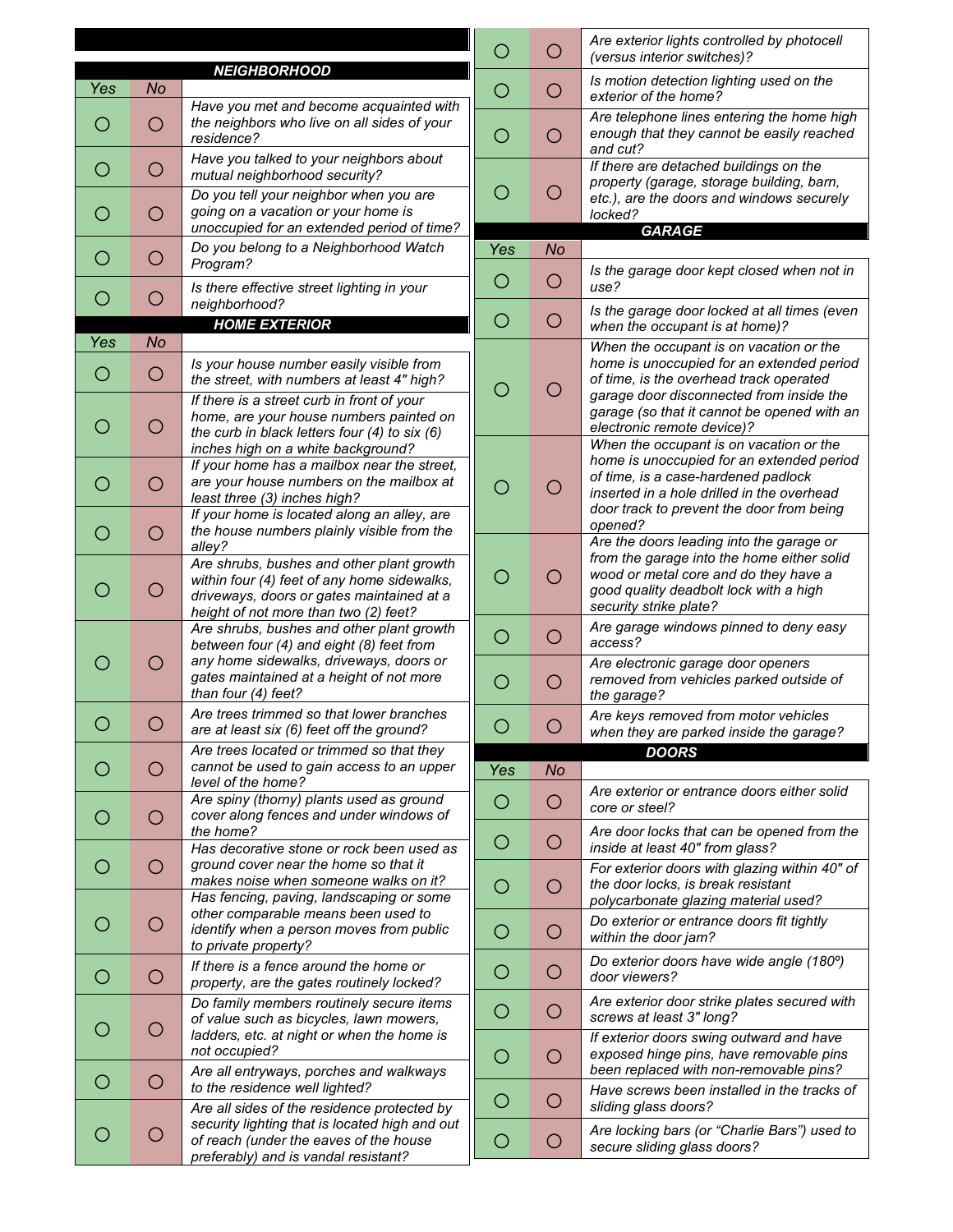## NEIGHBORHOOD

| Yes | No | |
|---|---|---|
| ○ | ○ | *Have you met and become acquainted with the neighbors who live on all sides of your residence?* |
| ○ | ○ | *Have you talked to your neighbors about mutual neighborhood security?* |
| ○ | ○ | *Do you tell your neighbor when you are going on a vacation or your home is unoccupied for an extended period of time?* |
| ○ | ○ | *Do you belong to a Neighborhood Watch Program?* |
| ○ | ○ | *Is there effective street lighting in your neighborhood?* |

## HOME EXTERIOR

| Yes | No | |
|---|---|---|
| ○ | ○ | *Is your house number easily visible from the street, with numbers at least 4" high?* |
| ○ | ○ | *If there is a street curb in front of your home, are your house numbers painted on the curb in black letters four (4) to six (6) inches high on a white background?* |
| ○ | ○ | *If your home has a mailbox near the street, are your house numbers on the mailbox at least three (3) inches high?* |
| ○ | ○ | *If your home is located along an alley, are the house numbers plainly visible from the alley?* |
| ○ | ○ | *Are shrubs, bushes and other plant growth within four (4) feet of any home sidewalks, driveways, doors or gates maintained at a height of not more than two (2) feet?* |
| ○ | ○ | *Are shrubs, bushes and other plant growth between four (4) and eight (8) feet from any home sidewalks, driveways, doors or gates maintained at a height of not more than four (4) feet?* |
| ○ | ○ | *Are trees trimmed so that lower branches are at least six (6) feet off the ground?* |
| ○ | ○ | *Are trees located or trimmed so that they cannot be used to gain access to an upper level of the home?* |
| ○ | ○ | *Are spiny (thorny) plants used as ground cover along fences and under windows of the home?* |
| ○ | ○ | *Has decorative stone or rock been used as ground cover near the home so that it makes noise when someone walks on it?* |
| ○ | ○ | *Has fencing, paving, landscaping or some other comparable means been used to identify when a person moves from public to private property?* |
| ○ | ○ | *If there is a fence around the home or property, are the gates routinely locked?* |
| ○ | ○ | *Do family members routinely secure items of value such as bicycles, lawn mowers, ladders, etc. at night or when the home is not occupied?* |
| ○ | ○ | *Are all entryways, porches and walkways to the residence well lighted?* |
| ○ | ○ | *Are all sides of the residence protected by security lighting that is located high and out of reach (under the eaves of the house preferably) and is vandal resistant?* |
| ○ | ○ | *Are exterior lights controlled by photocell (versus interior switches)?* |
| ○ | ○ | *Is motion detection lighting used on the exterior of the home?* |
| ○ | ○ | *Are telephone lines entering the home high enough that they cannot be easily reached and cut?* |
| ○ | ○ | *If there are detached buildings on the property (garage, storage building, barn, etc.), are the doors and windows securely locked?* |

## GARAGE

| Yes | No | |
|---|---|---|
| ○ | ○ | *Is the garage door kept closed when not in use?* |
| ○ | ○ | *Is the garage door locked at all times (even when the occupant is at home)?* |
| ○ | ○ | *When the occupant is on vacation or the home is unoccupied for an extended period of time, is the overhead track operated garage door disconnected from inside the garage (so that it cannot be opened with an electronic remote device)?* |
| ○ | ○ | *When the occupant is on vacation or the home is unoccupied for an extended period of time, is a case-hardened padlock inserted in a hole drilled in the overhead door track to prevent the door from being opened?* |
| ○ | ○ | *Are the doors leading into the garage or from the garage into the home either solid wood or metal core and do they have a good quality deadbolt lock with a high security strike plate?* |
| ○ | ○ | *Are garage windows pinned to deny easy access?* |
| ○ | ○ | *Are electronic garage door openers removed from vehicles parked outside of the garage?* |
| ○ | ○ | *Are keys removed from motor vehicles when they are parked inside the garage?* |

## DOORS

| Yes | No | |
|---|---|---|
| ○ | ○ | *Are exterior or entrance doors either solid core or steel?* |
| ○ | ○ | *Are door locks that can be opened from the inside at least 40" from glass?* |
| ○ | ○ | *For exterior doors with glazing within 40" of the door locks, is break resistant polycarbonate glazing material used?* |
| ○ | ○ | *Do exterior or entrance doors fit tightly within the door jam?* |
| ○ | ○ | *Do exterior doors have wide angle (180º) door viewers?* |
| ○ | ○ | *Are exterior door strike plates secured with screws at least 3" long?* |
| ○ | ○ | *If exterior doors swing outward and have exposed hinge pins, have removable pins been replaced with non-removable pins?* |
| ○ | ○ | *Have screws been installed in the tracks of sliding glass doors?* |
| ○ | ○ | *Are locking bars (or "Charlie Bars") used to secure sliding glass doors?* |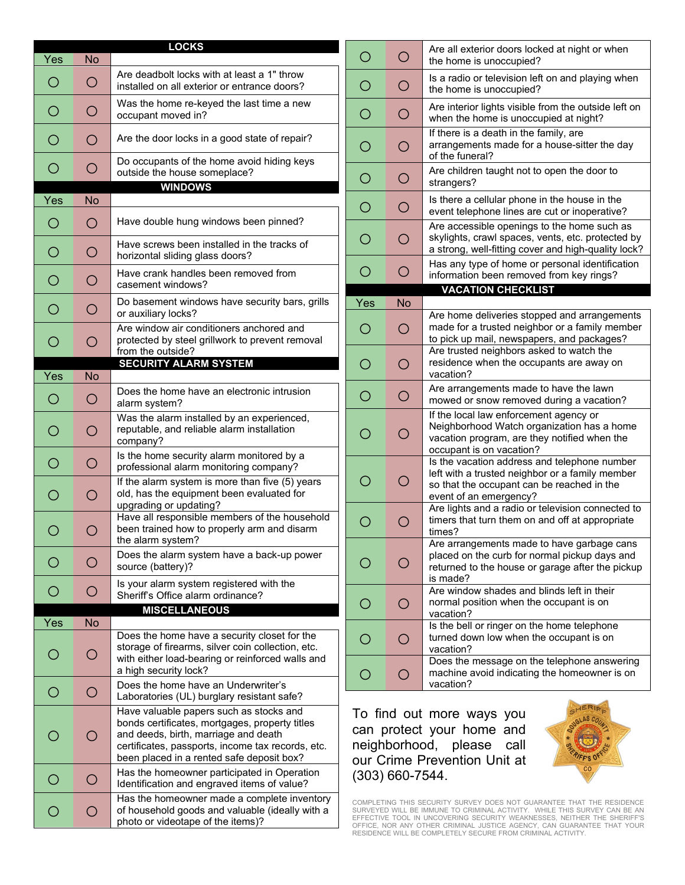## LOCKS

| Yes | No | |
|---|---|---|
| ○ | ○ | Are deadbolt locks with at least a 1" throw installed on all exterior or entrance doors? |
| ○ | ○ | Was the home re-keyed the last time a new occupant moved in? |
| ○ | ○ | Are the door locks in a good state of repair? |
| ○ | ○ | Do occupants of the home avoid hiding keys outside the house someplace? |

## WINDOWS

| Yes | No | |
|---|---|---|
| ○ | ○ | Have double hung windows been pinned? |
| ○ | ○ | Have screws been installed in the tracks of horizontal sliding glass doors? |
| ○ | ○ | Have crank handles been removed from casement windows? |
| ○ | ○ | Do basement windows have security bars, grills or auxiliary locks? |
| ○ | ○ | Are window air conditioners anchored and protected by steel grillwork to prevent removal from the outside? |

## SECURITY ALARM SYSTEM

| Yes | No | |
|---|---|---|
| ○ | ○ | Does the home have an electronic intrusion alarm system? |
| ○ | ○ | Was the alarm installed by an experienced, reputable, and reliable alarm installation company? |
| ○ | ○ | Is the home security alarm monitored by a professional alarm monitoring company? |
| ○ | ○ | If the alarm system is more than five (5) years old, has the equipment been evaluated for upgrading or updating? |
| ○ | ○ | Have all responsible members of the household been trained how to properly arm and disarm the alarm system? |
| ○ | ○ | Does the alarm system have a back-up power source (battery)? |
| ○ | ○ | Is your alarm system registered with the Sheriff's Office alarm ordinance? |

## MISCELLANEOUS

| Yes | No | |
|---|---|---|
| ○ | ○ | Does the home have a security closet for the storage of firearms, silver coin collection, etc. with either load-bearing or reinforced walls and a high security lock? |
| ○ | ○ | Does the home have an Underwriter's Laboratories (UL) burglary resistant safe? |
| ○ | ○ | Have valuable papers such as stocks and bonds certificates, mortgages, property titles and deeds, birth, marriage and death certificates, passports, income tax records, etc. been placed in a rented safe deposit box? |
| ○ | ○ | Has the homeowner participated in Operation Identification and engraved items of value? |
| ○ | ○ | Has the homeowner made a complete inventory of household goods and valuable (ideally with a photo or videotape of the items)? |
| ○ | ○ | Are all exterior doors locked at night or when the home is unoccupied? |
| ○ | ○ | Is a radio or television left on and playing when the home is unoccupied? |
| ○ | ○ | Are interior lights visible from the outside left on when the home is unoccupied at night? |
| ○ | ○ | If there is a death in the family, are arrangements made for a house-sitter the day of the funeral? |
| ○ | ○ | Are children taught not to open the door to strangers? |
| ○ | ○ | Is there a cellular phone in the house in the event telephone lines are cut or inoperative? |
| ○ | ○ | Are accessible openings to the home such as skylights, crawl spaces, vents, etc. protected by a strong, well-fitting cover and high-quality lock? |
| ○ | ○ | Has any type of home or personal identification information been removed from key rings? |

## VACATION CHECKLIST

| Yes | No | |
|---|---|---|
| ○ | ○ | Are home deliveries stopped and arrangements made for a trusted neighbor or a family member to pick up mail, newspapers, and packages? |
| ○ | ○ | Are trusted neighbors asked to watch the residence when the occupants are away on vacation? |
| ○ | ○ | Are arrangements made to have the lawn mowed or snow removed during a vacation? |
| ○ | ○ | If the local law enforcement agency or Neighborhood Watch organization has a home vacation program, are they notified when the occupant is on vacation? |
| ○ | ○ | Is the vacation address and telephone number left with a trusted neighbor or a family member so that the occupant can be reached in the event of an emergency? |
| ○ | ○ | Are lights and a radio or television connected to timers that turn them on and off at appropriate times? |
| ○ | ○ | Are arrangements made to have garbage cans placed on the curb for normal pickup days and returned to the house or garage after the pickup is made? |
| ○ | ○ | Are window shades and blinds left in their normal position when the occupant is on vacation? |
| ○ | ○ | Is the bell or ringer on the home telephone turned down low when the occupant is on vacation? |
| ○ | ○ | Does the message on the telephone answering machine avoid indicating the homeowner is on vacation? |

To find out more ways you can protect your home and neighborhood, please call our Crime Prevention Unit at (303) 660-7544.

COMPLETING THIS SECURITY SURVEY DOES NOT GUARANTEE THAT THE RESIDENCE SURVEYED WILL BE IMMUNE TO CRIMINAL ACTIVITY. WHILE THIS SURVEY CAN BE AN EFFECTIVE TOOL IN UNCOVERING SECURITY WEAKNESSES, NEITHER THE SHERIFF'S OFFICE, NOR ANY OTHER CRIMINAL JUSTICE AGENCY, CAN GUARANTEE THAT YOUR RESIDENCE WILL BE COMPLETELY SECURE FROM CRIMINAL ACTIVITY.